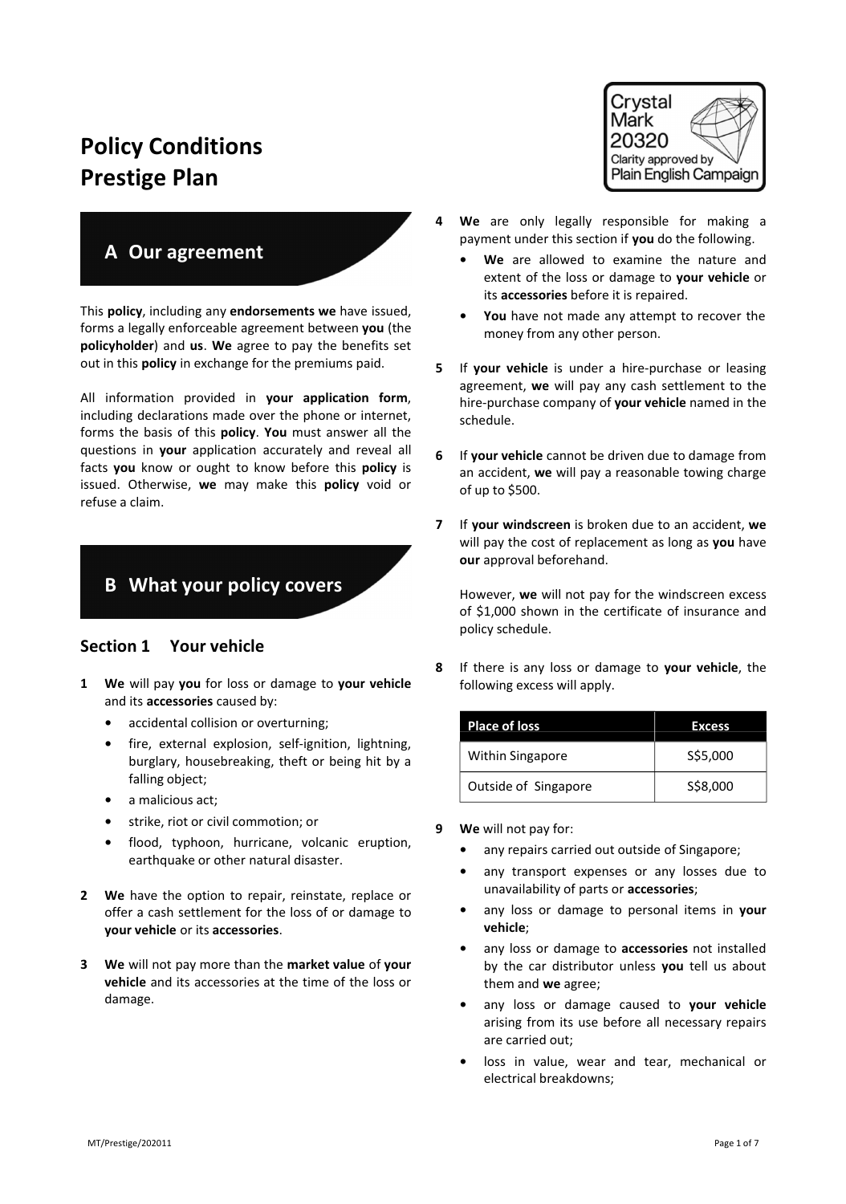# Policy Conditions Prestige Plan

Crystal Mark 20320 Clarity approved by Plain English Campaign

## A Our agreement

This **policy**, including any **endorsements we** have issued, forms a legally enforceable agreement between **you** (the **policyholder**) and **us**. **We** agree to pay the benefits set out in this **policy** in exchange for the premiums paid.

All information provided in **your application form**, including declarations made over the phone or internet, forms the basis of this **policy**. **You** must answer all the questions in **your** application accurately and reveal all facts **you** know or ought to know before this **policy** is issued. Otherwise, **we** may make this **policy** void or refuse a claim.

## B What your policy covers

### Section 1 Your vehicle

**1** **We** will pay **you** for loss or damage to **your vehicle** and its **accessories** caused by:

- accidental collision or overturning;
- fire, external explosion, self-ignition, lightning, burglary, housebreaking, theft or being hit by a falling object;
- a malicious act;
- strike, riot or civil commotion; or
- flood, typhoon, hurricane, volcanic eruption, earthquake or other natural disaster.

**2** **We** have the option to repair, reinstate, replace or offer a cash settlement for the loss of or damage to **your vehicle** or its **accessories**.

**3** **We** will not pay more than the **market value** of **your vehicle** and its accessories at the time of the loss or damage.

**4** **We** are only legally responsible for making a payment under this section if **you** do the following.

- **We** are allowed to examine the nature and extent of the loss or damage to **your vehicle** or its **accessories** before it is repaired.
- **You** have not made any attempt to recover the money from any other person.

**5** If **your vehicle** is under a hire-purchase or leasing agreement, **we** will pay any cash settlement to the hire-purchase company of **your vehicle** named in the schedule.

**6** If **your vehicle** cannot be driven due to damage from an accident, **we** will pay a reasonable towing charge of up to $500.

**7** If **your windscreen** is broken due to an accident, **we** will pay the cost of replacement as long as **you** have **our** approval beforehand.

However, **we** will not pay for the windscreen excess of $1,000 shown in the certificate of insurance and policy schedule.

**8** If there is any loss or damage to **your vehicle**, the following excess will apply.

| Place of loss | Excess |
|---|---|
| Within Singapore | S$5,000 |
| Outside of Singapore | S$8,000 |

**9** **We** will not pay for:

- any repairs carried out outside of Singapore;
- any transport expenses or any losses due to unavailability of parts or **accessories**;
- any loss or damage to personal items in **your vehicle**;
- any loss or damage to **accessories** not installed by the car distributor unless **you** tell us about them and **we** agree;
- any loss or damage caused to **your vehicle** arising from its use before all necessary repairs are carried out;
- loss in value, wear and tear, mechanical or electrical breakdowns;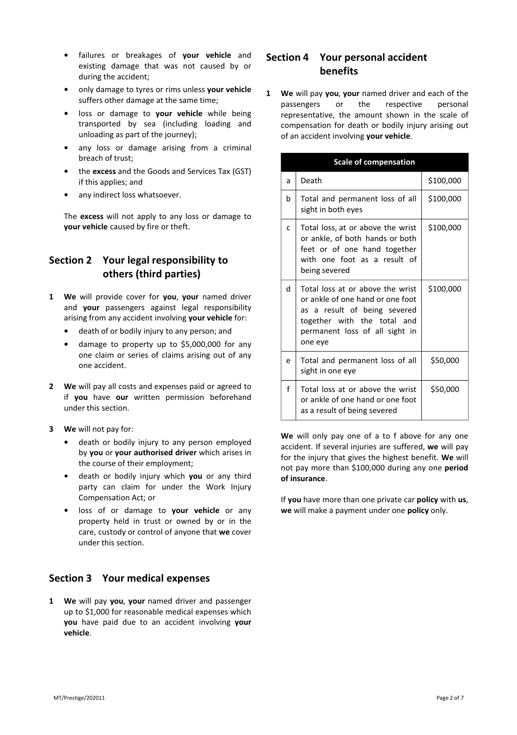- failures or breakages of **your vehicle** and existing damage that was not caused by or during the accident;
- only damage to tyres or rims unless **your vehicle** suffers other damage at the same time;
- loss or damage to **your vehicle** while being transported by sea (including loading and unloading as part of the journey);
- any loss or damage arising from a criminal breach of trust;
- the **excess** and the Goods and Services Tax (GST) if this applies; and
- any indirect loss whatsoever.

The **excess** will not apply to any loss or damage to **your vehicle** caused by fire or theft.

## Section 2 Your legal responsibility to others (third parties)

**1** **We** will provide cover for **you**, **your** named driver and **your** passengers against legal responsibility arising from any accident involving **your vehicle** for:

- death of or bodily injury to any person; and
- damage to property up to $5,000,000 for any one claim or series of claims arising out of any one accident.

**2** **We** will pay all costs and expenses paid or agreed to if **you** have **our** written permission beforehand under this section.

**3** **We** will not pay for:

- death or bodily injury to any person employed by **you** or **your authorised driver** which arises in the course of their employment;
- death or bodily injury which **you** or any third party can claim for under the Work Injury Compensation Act; or
- loss of or damage to **your vehicle** or any property held in trust or owned by or in the care, custody or control of anyone that **we** cover under this section.

## Section 3 Your medical expenses

**1** **We** will pay **you**, **your** named driver and passenger up to $1,000 for reasonable medical expenses which **you** have paid due to an accident involving **your vehicle**.

## Section 4 Your personal accident benefits

**1** **We** will pay **you**, **your** named driver and each of the passengers or the respective personal representative, the amount shown in the scale of compensation for death or bodily injury arising out of an accident involving **your vehicle**.

| Scale of compensation | | |
|---|---|---|
| a | Death | $100,000 |
| b | Total and permanent loss of all sight in both eyes | $100,000 |
| c | Total loss, at or above the wrist or ankle, of both hands or both feet or of one hand together with one foot as a result of being severed | $100,000 |
| d | Total loss at or above the wrist or ankle of one hand or one foot as a result of being severed together with the total and permanent loss of all sight in one eye | $100,000 |
| e | Total and permanent loss of all sight in one eye | $50,000 |
| f | Total loss at or above the wrist or ankle of one hand or one foot as a result of being severed | $50,000 |

**We** will only pay one of a to f above for any one accident. If several injuries are suffered, **we** will pay for the injury that gives the highest benefit. **We** will not pay more than $100,000 during any one **period of insurance**.

If **you** have more than one private car **policy** with **us**, **we** will make a payment under one **policy** only.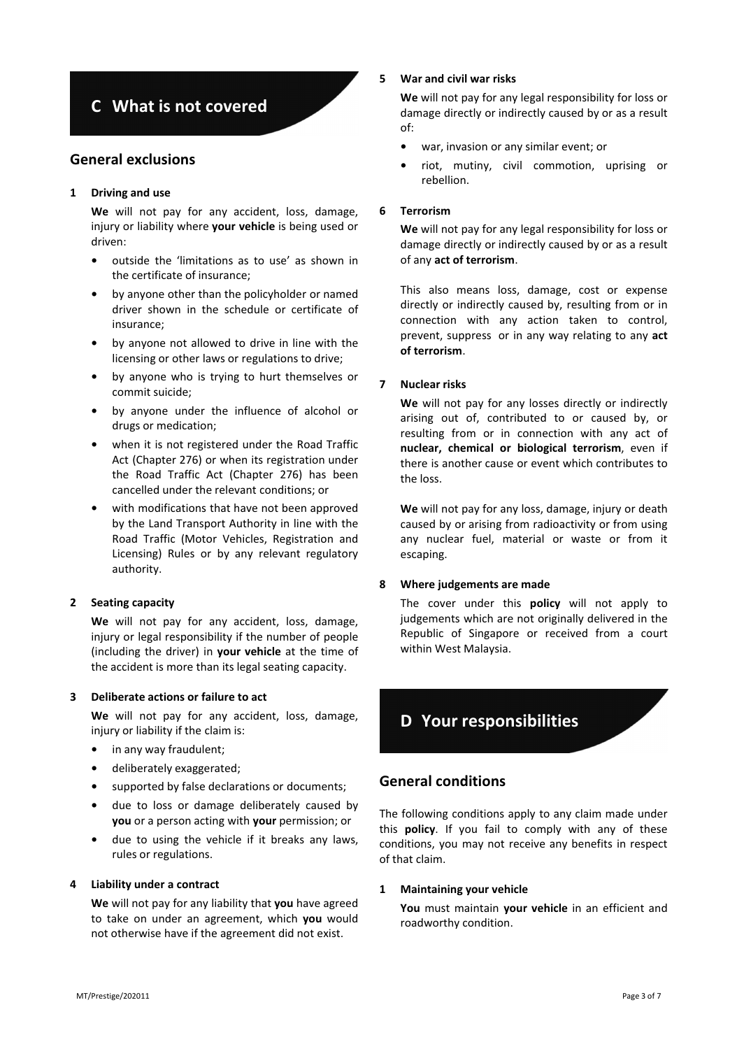# C What is not covered

## General exclusions

### 1 Driving and use

**We** will not pay for any accident, loss, damage, injury or liability where **your vehicle** is being used or driven:

- outside the 'limitations as to use' as shown in the certificate of insurance;
- by anyone other than the policyholder or named driver shown in the schedule or certificate of insurance;
- by anyone not allowed to drive in line with the licensing or other laws or regulations to drive;
- by anyone who is trying to hurt themselves or commit suicide;
- by anyone under the influence of alcohol or drugs or medication;
- when it is not registered under the Road Traffic Act (Chapter 276) or when its registration under the Road Traffic Act (Chapter 276) has been cancelled under the relevant conditions; or
- with modifications that have not been approved by the Land Transport Authority in line with the Road Traffic (Motor Vehicles, Registration and Licensing) Rules or by any relevant regulatory authority.

### 2 Seating capacity

**We** will not pay for any accident, loss, damage, injury or legal responsibility if the number of people (including the driver) in **your vehicle** at the time of the accident is more than its legal seating capacity.

### 3 Deliberate actions or failure to act

**We** will not pay for any accident, loss, damage, injury or liability if the claim is:

- in any way fraudulent;
- deliberately exaggerated;
- supported by false declarations or documents;
- due to loss or damage deliberately caused by **you** or a person acting with **your** permission; or
- due to using the vehicle if it breaks any laws, rules or regulations.

### 4 Liability under a contract

**We** will not pay for any liability that **you** have agreed to take on under an agreement, which **you** would not otherwise have if the agreement did not exist.

### 5 War and civil war risks

**We** will not pay for any legal responsibility for loss or damage directly or indirectly caused by or as a result of:

- war, invasion or any similar event; or
- riot, mutiny, civil commotion, uprising or rebellion.

### 6 Terrorism

**We** will not pay for any legal responsibility for loss or damage directly or indirectly caused by or as a result of any **act of terrorism**.

This also means loss, damage, cost or expense directly or indirectly caused by, resulting from or in connection with any action taken to control, prevent, suppress or in any way relating to any **act of terrorism**.

### 7 Nuclear risks

**We** will not pay for any losses directly or indirectly arising out of, contributed to or caused by, or resulting from or in connection with any act of **nuclear, chemical or biological terrorism**, even if there is another cause or event which contributes to the loss.

**We** will not pay for any loss, damage, injury or death caused by or arising from radioactivity or from using any nuclear fuel, material or waste or from it escaping.

### 8 Where judgements are made

The cover under this **policy** will not apply to judgements which are not originally delivered in the Republic of Singapore or received from a court within West Malaysia.

# D Your responsibilities

## General conditions

The following conditions apply to any claim made under this **policy**. If you fail to comply with any of these conditions, you may not receive any benefits in respect of that claim.

### 1 Maintaining your vehicle

**You** must maintain **your vehicle** in an efficient and roadworthy condition.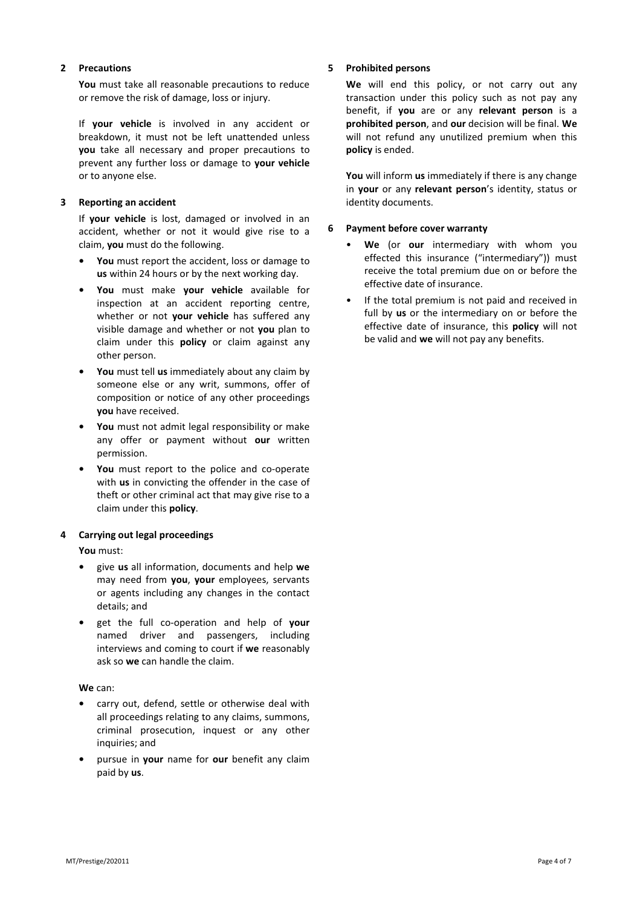## 2 Precautions

**You** must take all reasonable precautions to reduce or remove the risk of damage, loss or injury.

If **your vehicle** is involved in any accident or breakdown, it must not be left unattended unless **you** take all necessary and proper precautions to prevent any further loss or damage to **your vehicle** or to anyone else.

## 3 Reporting an accident

If **your vehicle** is lost, damaged or involved in an accident, whether or not it would give rise to a claim, **you** must do the following.

- **You** must report the accident, loss or damage to **us** within 24 hours or by the next working day.
- **You** must make **your vehicle** available for inspection at an accident reporting centre, whether or not **your vehicle** has suffered any visible damage and whether or not **you** plan to claim under this **policy** or claim against any other person.
- **You** must tell **us** immediately about any claim by someone else or any writ, summons, offer of composition or notice of any other proceedings **you** have received.
- **You** must not admit legal responsibility or make any offer or payment without **our** written permission.
- **You** must report to the police and co-operate with **us** in convicting the offender in the case of theft or other criminal act that may give rise to a claim under this **policy**.

## 4 Carrying out legal proceedings

**You** must:

- give **us** all information, documents and help **we** may need from **you**, **your** employees, servants or agents including any changes in the contact details; and
- get the full co-operation and help of **your** named driver and passengers, including interviews and coming to court if **we** reasonably ask so **we** can handle the claim.

**We** can:

- carry out, defend, settle or otherwise deal with all proceedings relating to any claims, summons, criminal prosecution, inquest or any other inquiries; and
- pursue in **your** name for **our** benefit any claim paid by **us**.

## 5 Prohibited persons

**We** will end this policy, or not carry out any transaction under this policy such as not pay any benefit, if **you** are or any **relevant person** is a **prohibited person**, and **our** decision will be final. **We** will not refund any unutilized premium when this **policy** is ended.

**You** will inform **us** immediately if there is any change in **your** or any **relevant person**'s identity, status or identity documents.

## 6 Payment before cover warranty

- **We** (or **our** intermediary with whom you effected this insurance ("intermediary")) must receive the total premium due on or before the effective date of insurance.
- If the total premium is not paid and received in full by **us** or the intermediary on or before the effective date of insurance, this **policy** will not be valid and **we** will not pay any benefits.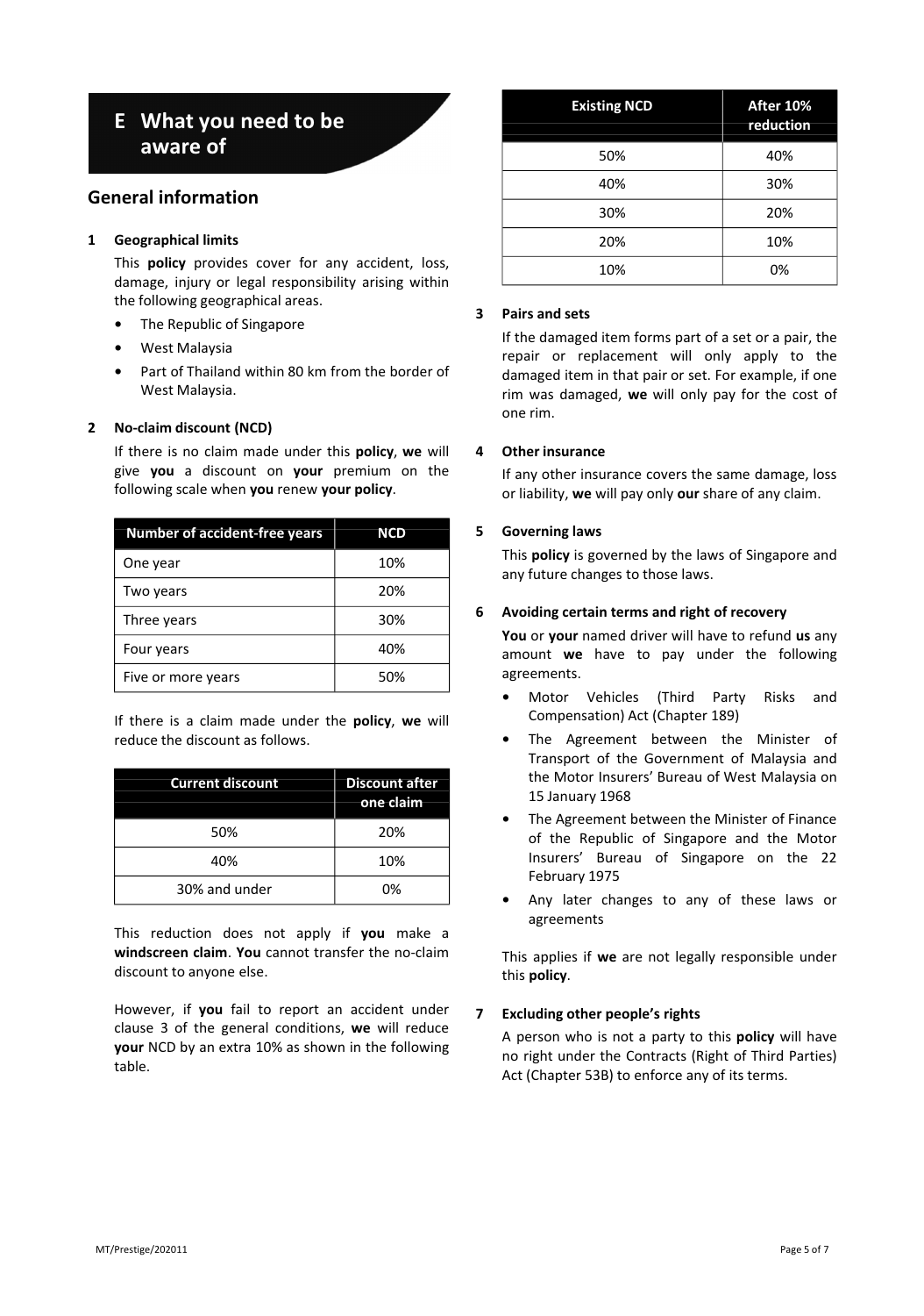# E What you need to be aware of

## General information

**1 Geographical limits**

This **policy** provides cover for any accident, loss, damage, injury or legal responsibility arising within the following geographical areas.

- The Republic of Singapore
- West Malaysia
- Part of Thailand within 80 km from the border of West Malaysia.

**2 No-claim discount (NCD)**

If there is no claim made under this **policy**, **we** will give **you** a discount on **your** premium on the following scale when **you** renew **your policy**.

| Number of accident-free years | NCD |
|---|---|
| One year | 10% |
| Two years | 20% |
| Three years | 30% |
| Four years | 40% |
| Five or more years | 50% |

If there is a claim made under the **policy**, **we** will reduce the discount as follows.

| Current discount | Discount after one claim |
|---|---|
| 50% | 20% |
| 40% | 10% |
| 30% and under | 0% |

This reduction does not apply if **you** make a **windscreen claim**. **You** cannot transfer the no-claim discount to anyone else.

However, if **you** fail to report an accident under clause 3 of the general conditions, **we** will reduce **your** NCD by an extra 10% as shown in the following table.

| Existing NCD | After 10% reduction |
|---|---|
| 50% | 40% |
| 40% | 30% |
| 30% | 20% |
| 20% | 10% |
| 10% | 0% |

**3 Pairs and sets**

If the damaged item forms part of a set or a pair, the repair or replacement will only apply to the damaged item in that pair or set. For example, if one rim was damaged, **we** will only pay for the cost of one rim.

**4 Other insurance**

If any other insurance covers the same damage, loss or liability, **we** will pay only **our** share of any claim.

**5 Governing laws**

This **policy** is governed by the laws of Singapore and any future changes to those laws.

**6 Avoiding certain terms and right of recovery**

**You** or **your** named driver will have to refund **us** any amount **we** have to pay under the following agreements.

- Motor Vehicles (Third Party Risks and Compensation) Act (Chapter 189)
- The Agreement between the Minister of Transport of the Government of Malaysia and the Motor Insurers' Bureau of West Malaysia on 15 January 1968
- The Agreement between the Minister of Finance of the Republic of Singapore and the Motor Insurers' Bureau of Singapore on the 22 February 1975
- Any later changes to any of these laws or agreements

This applies if **we** are not legally responsible under this **policy**.

**7 Excluding other people's rights**

A person who is not a party to this **policy** will have no right under the Contracts (Right of Third Parties) Act (Chapter 53B) to enforce any of its terms.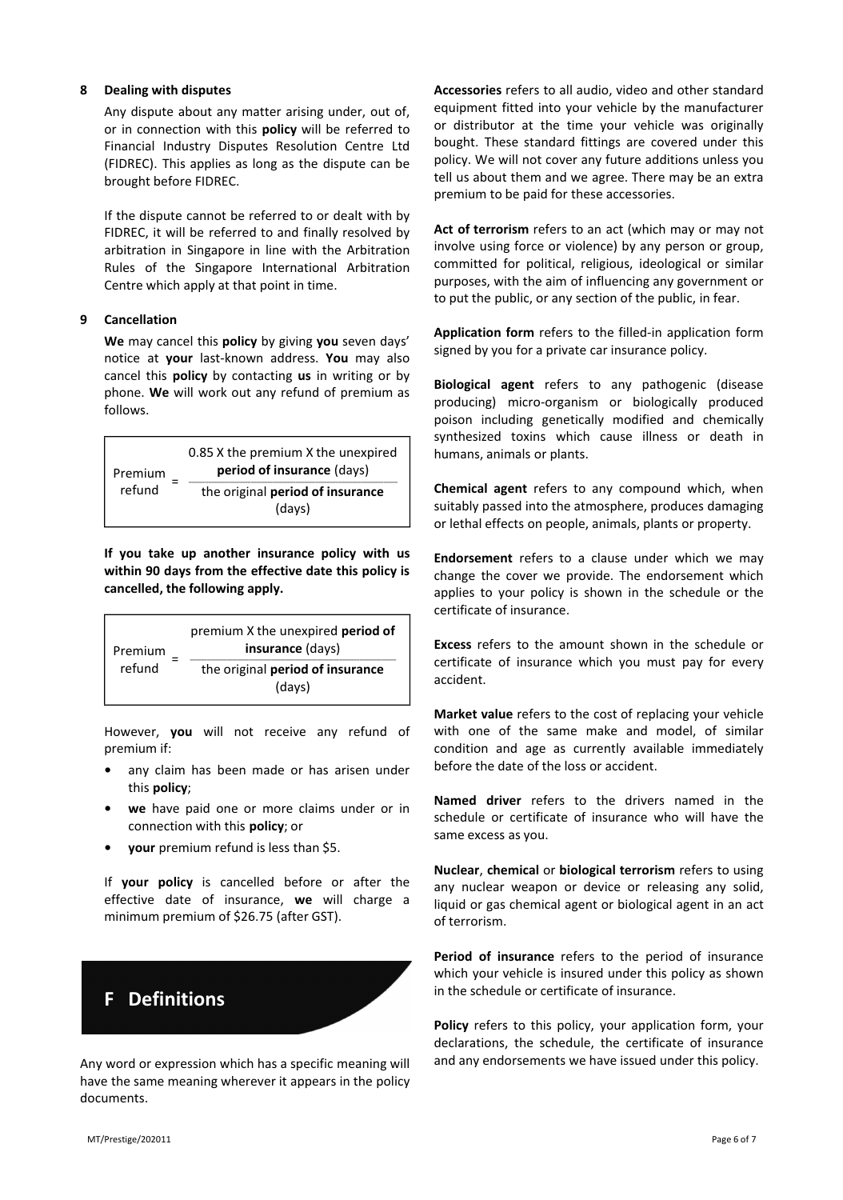## 8 Dealing with disputes

Any dispute about any matter arising under, out of, or in connection with this **policy** will be referred to Financial Industry Disputes Resolution Centre Ltd (FIDREC). This applies as long as the dispute can be brought before FIDREC.

If the dispute cannot be referred to or dealt with by FIDREC, it will be referred to and finally resolved by arbitration in Singapore in line with the Arbitration Rules of the Singapore International Arbitration Centre which apply at that point in time.

## 9 Cancellation

**We** may cancel this **policy** by giving **you** seven days' notice at **your** last-known address. **You** may also cancel this **policy** by contacting **us** in writing or by phone. **We** will work out any refund of premium as follows.

$$\text{Premium refund} = \frac{0.85 \text{ X the premium X the unexpired } \textbf{period of insurance} \text{ (days)}}{\text{the original } \textbf{period of insurance} \text{ (days)}}$$

**If you take up another insurance policy with us within 90 days from the effective date this policy is cancelled, the following apply.**

$$\text{Premium refund} = \frac{\text{premium X the unexpired } \textbf{period of insurance} \text{ (days)}}{\text{the original } \textbf{period of insurance} \text{ (days)}}$$

However, **you** will not receive any refund of premium if:

- any claim has been made or has arisen under this **policy**;
- **we** have paid one or more claims under or in connection with this **policy**; or
- **your** premium refund is less than $5.

If **your policy** is cancelled before or after the effective date of insurance, **we** will charge a minimum premium of $26.75 (after GST).

# F Definitions

Any word or expression which has a specific meaning will have the same meaning wherever it appears in the policy documents.

**Accessories** refers to all audio, video and other standard equipment fitted into your vehicle by the manufacturer or distributor at the time your vehicle was originally bought. These standard fittings are covered under this policy. We will not cover any future additions unless you tell us about them and we agree. There may be an extra premium to be paid for these accessories.

**Act of terrorism** refers to an act (which may or may not involve using force or violence) by any person or group, committed for political, religious, ideological or similar purposes, with the aim of influencing any government or to put the public, or any section of the public, in fear.

**Application form** refers to the filled-in application form signed by you for a private car insurance policy.

**Biological agent** refers to any pathogenic (disease producing) micro-organism or biologically produced poison including genetically modified and chemically synthesized toxins which cause illness or death in humans, animals or plants.

**Chemical agent** refers to any compound which, when suitably passed into the atmosphere, produces damaging or lethal effects on people, animals, plants or property.

**Endorsement** refers to a clause under which we may change the cover we provide. The endorsement which applies to your policy is shown in the schedule or the certificate of insurance.

**Excess** refers to the amount shown in the schedule or certificate of insurance which you must pay for every accident.

**Market value** refers to the cost of replacing your vehicle with one of the same make and model, of similar condition and age as currently available immediately before the date of the loss or accident.

**Named driver** refers to the drivers named in the schedule or certificate of insurance who will have the same excess as you.

**Nuclear**, **chemical** or **biological terrorism** refers to using any nuclear weapon or device or releasing any solid, liquid or gas chemical agent or biological agent in an act of terrorism.

**Period of insurance** refers to the period of insurance which your vehicle is insured under this policy as shown in the schedule or certificate of insurance.

**Policy** refers to this policy, your application form, your declarations, the schedule, the certificate of insurance and any endorsements we have issued under this policy.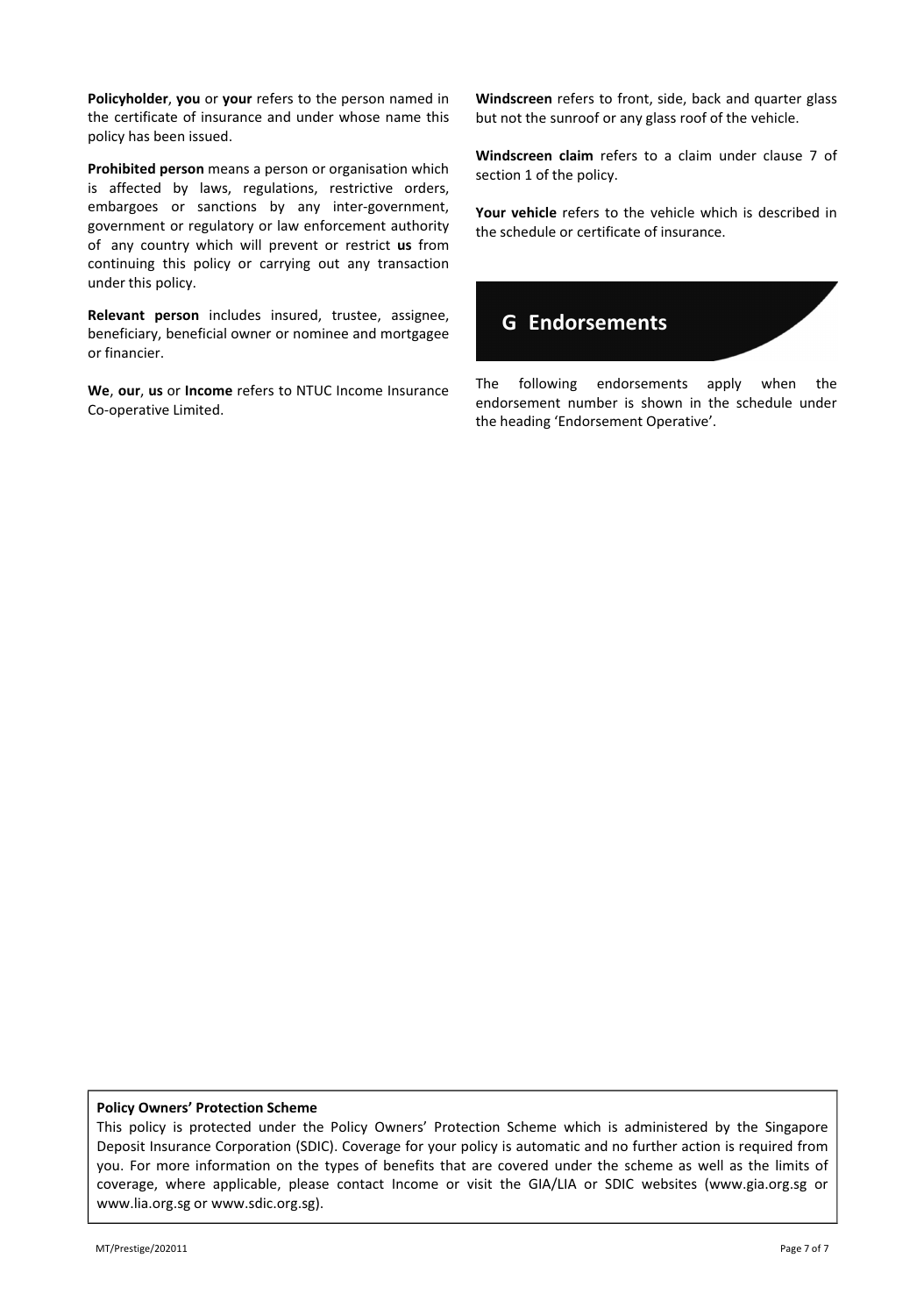**Policyholder**, **you** or **your** refers to the person named in the certificate of insurance and under whose name this policy has been issued.

**Prohibited person** means a person or organisation which is affected by laws, regulations, restrictive orders, embargoes or sanctions by any inter-government, government or regulatory or law enforcement authority of any country which will prevent or restrict **us** from continuing this policy or carrying out any transaction under this policy.

**Relevant person** includes insured, trustee, assignee, beneficiary, beneficial owner or nominee and mortgagee or financier.

**We**, **our**, **us** or **Income** refers to NTUC Income Insurance Co-operative Limited.

**Windscreen** refers to front, side, back and quarter glass but not the sunroof or any glass roof of the vehicle.

**Windscreen claim** refers to a claim under clause 7 of section 1 of the policy.

**Your vehicle** refers to the vehicle which is described in the schedule or certificate of insurance.

## G Endorsements

The following endorsements apply when the endorsement number is shown in the schedule under the heading 'Endorsement Operative'.

**Policy Owners' Protection Scheme**

This policy is protected under the Policy Owners' Protection Scheme which is administered by the Singapore Deposit Insurance Corporation (SDIC). Coverage for your policy is automatic and no further action is required from you. For more information on the types of benefits that are covered under the scheme as well as the limits of coverage, where applicable, please contact Income or visit the GIA/LIA or SDIC websites (www.gia.org.sg or www.lia.org.sg or www.sdic.org.sg).

MT/Prestige/202011